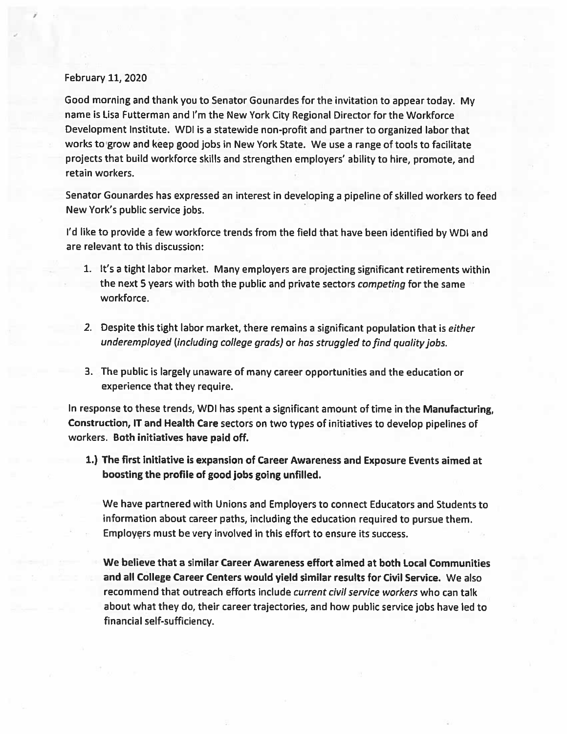February 11, 2020

Good morning and thank you to Senator Gounardes for the invitation to appear today. My name is Lisa Futterman and I'm the New York City Regional Director for the Workforce Development Institute. WDI is a statewide non-profit and partner to organized labor that works to grow and keep good jobs in New York State. We use a range of tools to facilitate projects that build workforce skills and strengthen employers' ability to hire, promote, and retain workers.

Senator Gounardes has expressed an interest in developing a pipeline of skilled workers to feed New York's public service jobs.

I'd like to provide a few workforce trends from the field that have been identified by WDI and are relevant to this discussion:

1. It's a tight labor market. Many employers are projecting significant retirements within the next 5 years with both the public and private sectors *competing* for the same workforce.

2. Despite this tight labor market, there remains a significant population that is *either underemployed (including college grads)* or *has struggled to find quality jobs.*

3. The public is largely unaware of many career opportunities and the education or experience that they require.

In response to these trends, WDI has spent a significant amount of time in the **Manufacturing, Construction, IT and Health Care** sectors on two types of initiatives to develop pipelines of workers. **Both initiatives have paid off.**

**1.) The first initiative is expansion of Career Awareness and Exposure Events aimed at boosting the profile of good jobs going unfilled.**

We have partnered with Unions and Employers to connect Educators and Students to information about career paths, including the education required to pursue them. Employers must be very involved in this effort to ensure its success.

**We believe that a similar Career Awareness effort aimed at both Local Communities and all College Career Centers would yield similar results for Civil Service.** We also recommend that outreach efforts include *current civil service workers* who can talk about what they do, their career trajectories, and how public service jobs have led to financial self-sufficiency.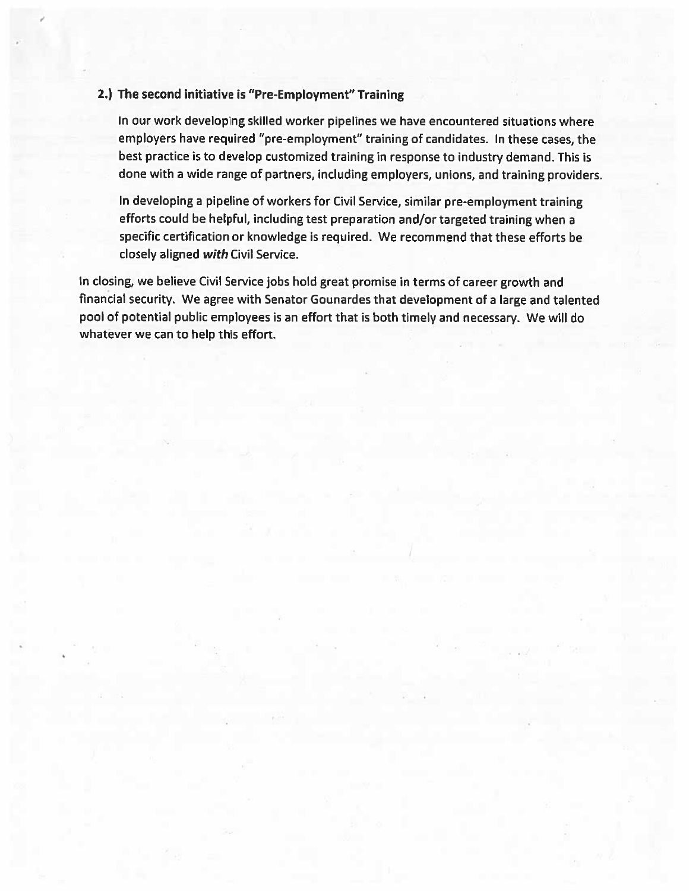**2.) The second initiative is "Pre-Employment" Training**

In our work developing skilled worker pipelines we have encountered situations where employers have required "pre-employment" training of candidates. In these cases, the best practice is to develop customized training in response to industry demand. This is done with a wide range of partners, including employers, unions, and training providers.

In developing a pipeline of workers for Civil Service, similar pre-employment training efforts could be helpful, including test preparation and/or targeted training when a specific certification or knowledge is required. We recommend that these efforts be closely aligned ***with*** Civil Service.

In closing, we believe Civil Service jobs hold great promise in terms of career growth and financial security. We agree with Senator Gounardes that development of a large and talented pool of potential public employees is an effort that is both timely and necessary. We will do whatever we can to help this effort.